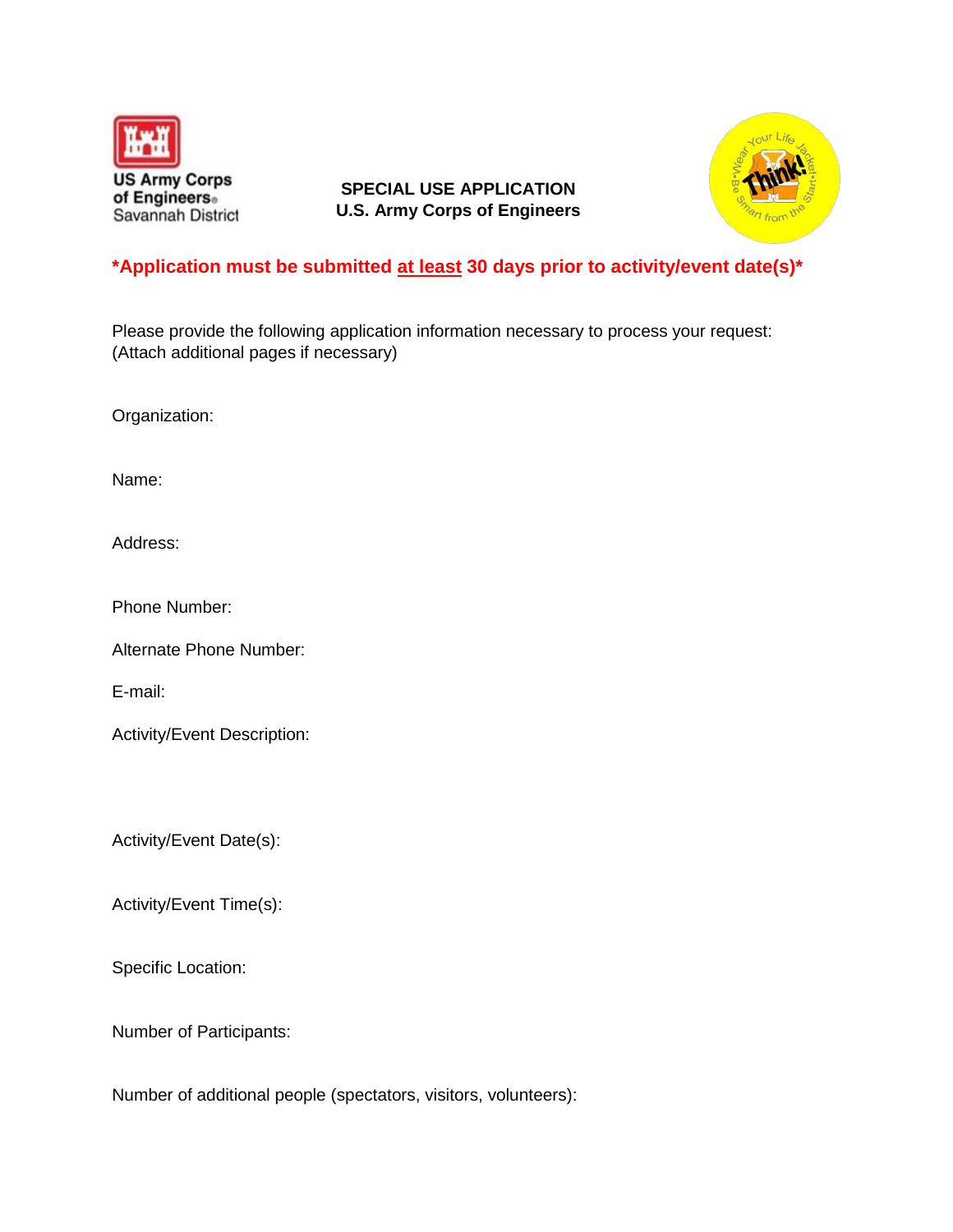US Army Corps of Engineers
Savannah District

# SPECIAL USE APPLICATION
## U.S. Army Corps of Engineers

**\*Application must be submitted at least 30 days prior to activity/event date(s)\***

Please provide the following application information necessary to process your request:
(Attach additional pages if necessary)

Organization:

Name:

Address:

Phone Number:

Alternate Phone Number:

E-mail:

Activity/Event Description:

Activity/Event Date(s):

Activity/Event Time(s):

Specific Location:

Number of Participants:

Number of additional people (spectators, visitors, volunteers):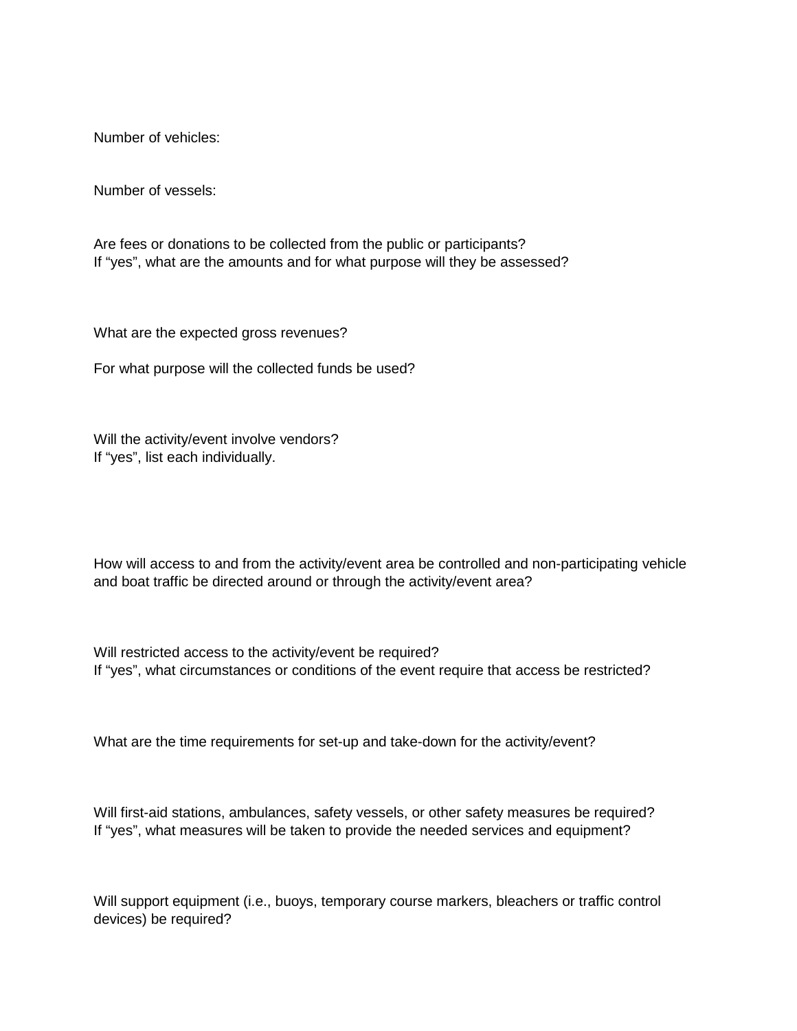Number of vehicles:

Number of vessels:

Are fees or donations to be collected from the public or participants?
If “yes”, what are the amounts and for what purpose will they be assessed?

What are the expected gross revenues?

For what purpose will the collected funds be used?

Will the activity/event involve vendors?
If “yes”, list each individually.

How will access to and from the activity/event area be controlled and non-participating vehicle and boat traffic be directed around or through the activity/event area?

Will restricted access to the activity/event be required?
If “yes”, what circumstances or conditions of the event require that access be restricted?

What are the time requirements for set-up and take-down for the activity/event?

Will first-aid stations, ambulances, safety vessels, or other safety measures be required?
If “yes”, what measures will be taken to provide the needed services and equipment?

Will support equipment (i.e., buoys, temporary course markers, bleachers or traffic control devices) be required?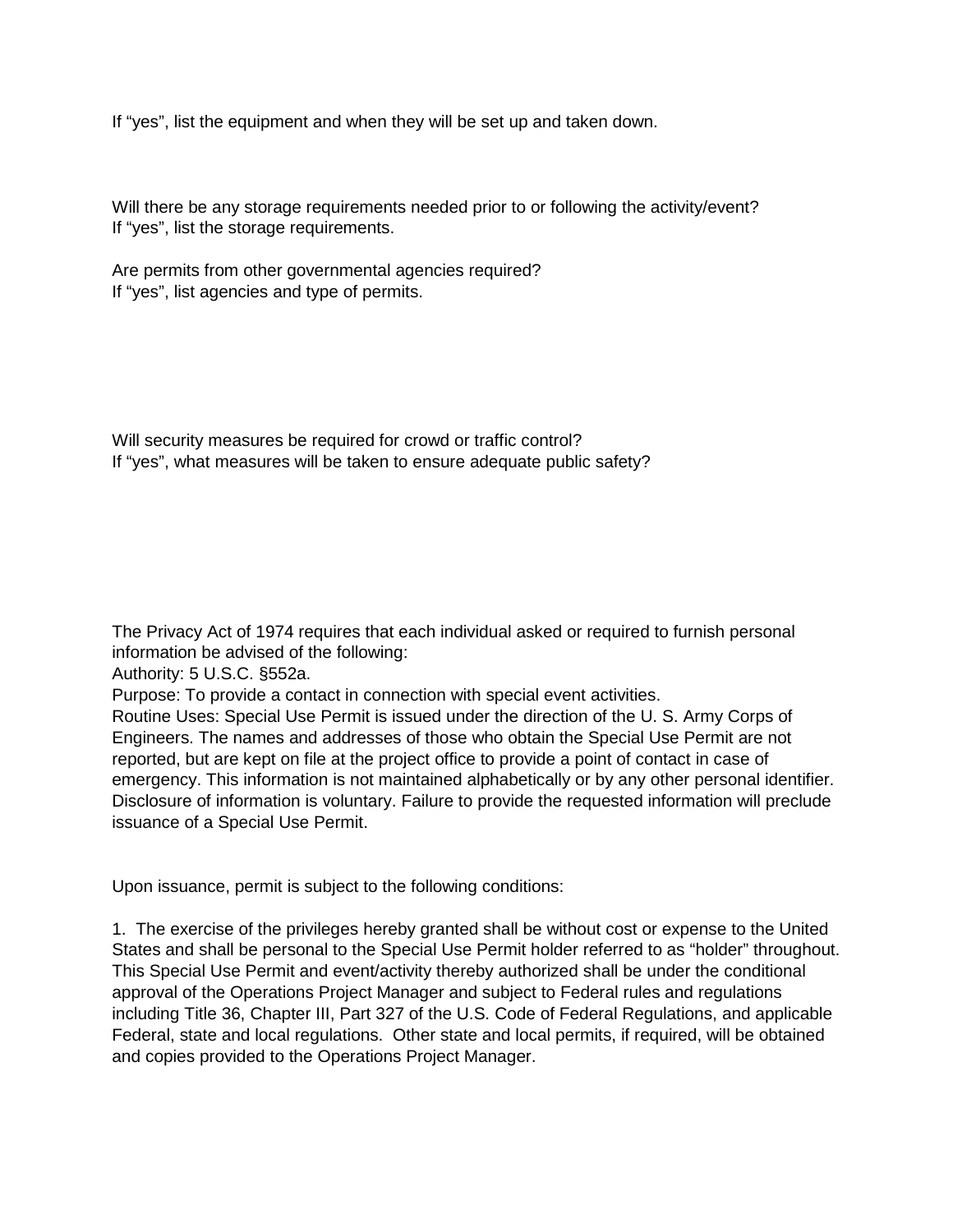If "yes", list the equipment and when they will be set up and taken down.

Will there be any storage requirements needed prior to or following the activity/event?
If "yes", list the storage requirements.

Are permits from other governmental agencies required?
If "yes", list agencies and type of permits.

Will security measures be required for crowd or traffic control?
If "yes", what measures will be taken to ensure adequate public safety?

The Privacy Act of 1974 requires that each individual asked or required to furnish personal information be advised of the following:
Authority: 5 U.S.C. §552a.
Purpose: To provide a contact in connection with special event activities.
Routine Uses: Special Use Permit is issued under the direction of the U. S. Army Corps of Engineers. The names and addresses of those who obtain the Special Use Permit are not reported, but are kept on file at the project office to provide a point of contact in case of emergency. This information is not maintained alphabetically or by any other personal identifier. Disclosure of information is voluntary. Failure to provide the requested information will preclude issuance of a Special Use Permit.

Upon issuance, permit is subject to the following conditions:

1. The exercise of the privileges hereby granted shall be without cost or expense to the United States and shall be personal to the Special Use Permit holder referred to as "holder" throughout. This Special Use Permit and event/activity thereby authorized shall be under the conditional approval of the Operations Project Manager and subject to Federal rules and regulations including Title 36, Chapter III, Part 327 of the U.S. Code of Federal Regulations, and applicable Federal, state and local regulations. Other state and local permits, if required, will be obtained and copies provided to the Operations Project Manager.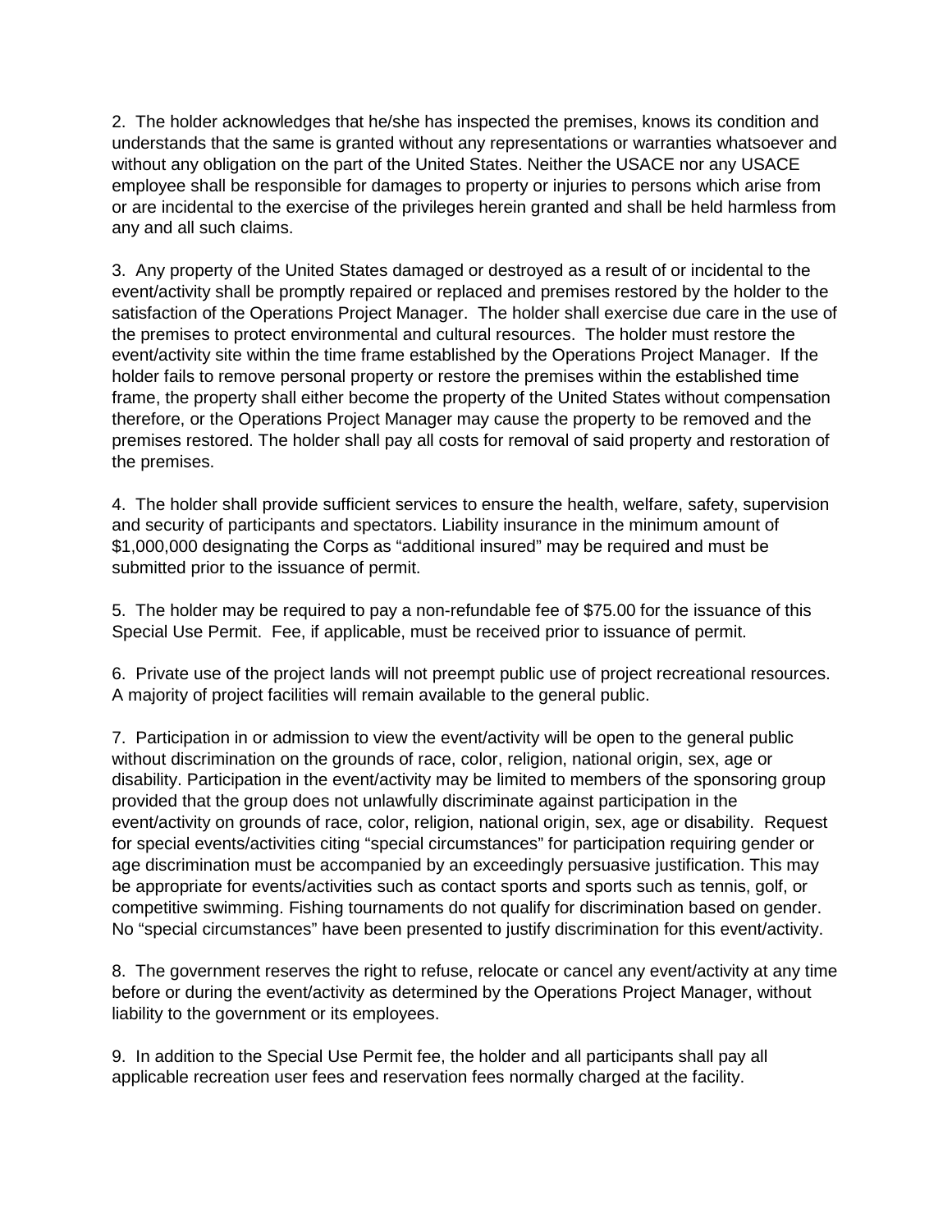2. The holder acknowledges that he/she has inspected the premises, knows its condition and understands that the same is granted without any representations or warranties whatsoever and without any obligation on the part of the United States. Neither the USACE nor any USACE employee shall be responsible for damages to property or injuries to persons which arise from or are incidental to the exercise of the privileges herein granted and shall be held harmless from any and all such claims.

3. Any property of the United States damaged or destroyed as a result of or incidental to the event/activity shall be promptly repaired or replaced and premises restored by the holder to the satisfaction of the Operations Project Manager. The holder shall exercise due care in the use of the premises to protect environmental and cultural resources. The holder must restore the event/activity site within the time frame established by the Operations Project Manager. If the holder fails to remove personal property or restore the premises within the established time frame, the property shall either become the property of the United States without compensation therefore, or the Operations Project Manager may cause the property to be removed and the premises restored. The holder shall pay all costs for removal of said property and restoration of the premises.

4. The holder shall provide sufficient services to ensure the health, welfare, safety, supervision and security of participants and spectators. Liability insurance in the minimum amount of $1,000,000 designating the Corps as "additional insured" may be required and must be submitted prior to the issuance of permit.

5. The holder may be required to pay a non-refundable fee of $75.00 for the issuance of this Special Use Permit. Fee, if applicable, must be received prior to issuance of permit.

6. Private use of the project lands will not preempt public use of project recreational resources. A majority of project facilities will remain available to the general public.

7. Participation in or admission to view the event/activity will be open to the general public without discrimination on the grounds of race, color, religion, national origin, sex, age or disability. Participation in the event/activity may be limited to members of the sponsoring group provided that the group does not unlawfully discriminate against participation in the event/activity on grounds of race, color, religion, national origin, sex, age or disability. Request for special events/activities citing "special circumstances" for participation requiring gender or age discrimination must be accompanied by an exceedingly persuasive justification. This may be appropriate for events/activities such as contact sports and sports such as tennis, golf, or competitive swimming. Fishing tournaments do not qualify for discrimination based on gender. No "special circumstances" have been presented to justify discrimination for this event/activity.

8. The government reserves the right to refuse, relocate or cancel any event/activity at any time before or during the event/activity as determined by the Operations Project Manager, without liability to the government or its employees.

9. In addition to the Special Use Permit fee, the holder and all participants shall pay all applicable recreation user fees and reservation fees normally charged at the facility.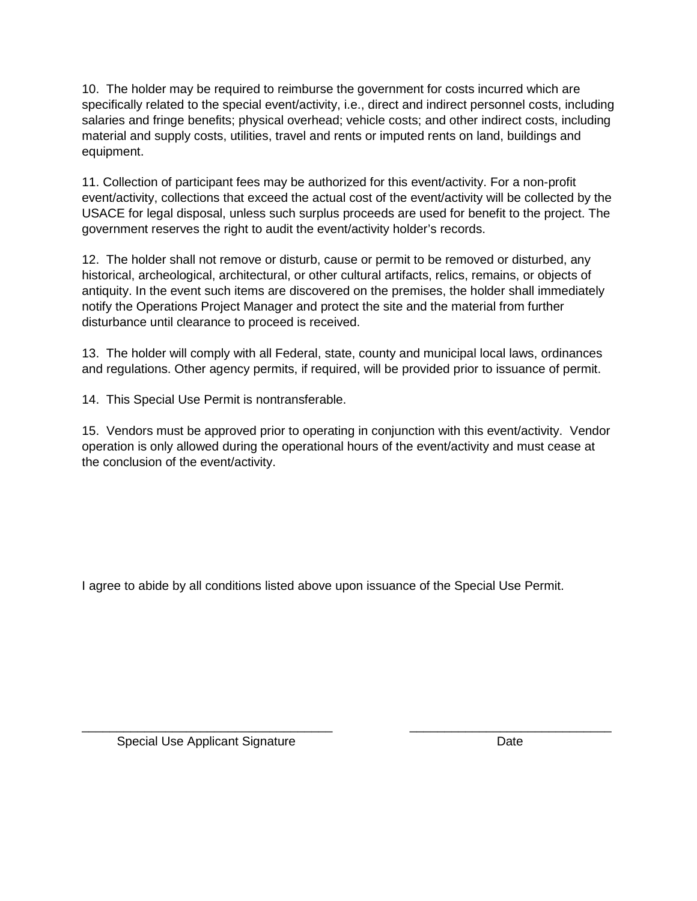10. The holder may be required to reimburse the government for costs incurred which are specifically related to the special event/activity, i.e., direct and indirect personnel costs, including salaries and fringe benefits; physical overhead; vehicle costs; and other indirect costs, including material and supply costs, utilities, travel and rents or imputed rents on land, buildings and equipment.

11. Collection of participant fees may be authorized for this event/activity. For a non-profit event/activity, collections that exceed the actual cost of the event/activity will be collected by the USACE for legal disposal, unless such surplus proceeds are used for benefit to the project. The government reserves the right to audit the event/activity holder's records.

12. The holder shall not remove or disturb, cause or permit to be removed or disturbed, any historical, archeological, architectural, or other cultural artifacts, relics, remains, or objects of antiquity. In the event such items are discovered on the premises, the holder shall immediately notify the Operations Project Manager and protect the site and the material from further disturbance until clearance to proceed is received.

13. The holder will comply with all Federal, state, county and municipal local laws, ordinances and regulations. Other agency permits, if required, will be provided prior to issuance of permit.

14. This Special Use Permit is nontransferable.

15. Vendors must be approved prior to operating in conjunction with this event/activity. Vendor operation is only allowed during the operational hours of the event/activity and must cease at the conclusion of the event/activity.

I agree to abide by all conditions listed above upon issuance of the Special Use Permit.

\_\_\_\_\_\_\_\_\_\_\_\_\_\_\_\_\_\_\_\_\_\_\_\_\_\_\_\_\_\_\_\_\_\_\_\_ \_\_\_\_\_\_\_\_\_\_\_\_\_\_\_\_\_\_\_\_\_\_\_\_\_\_\_\_\_\_

Special Use Applicant Signature Date